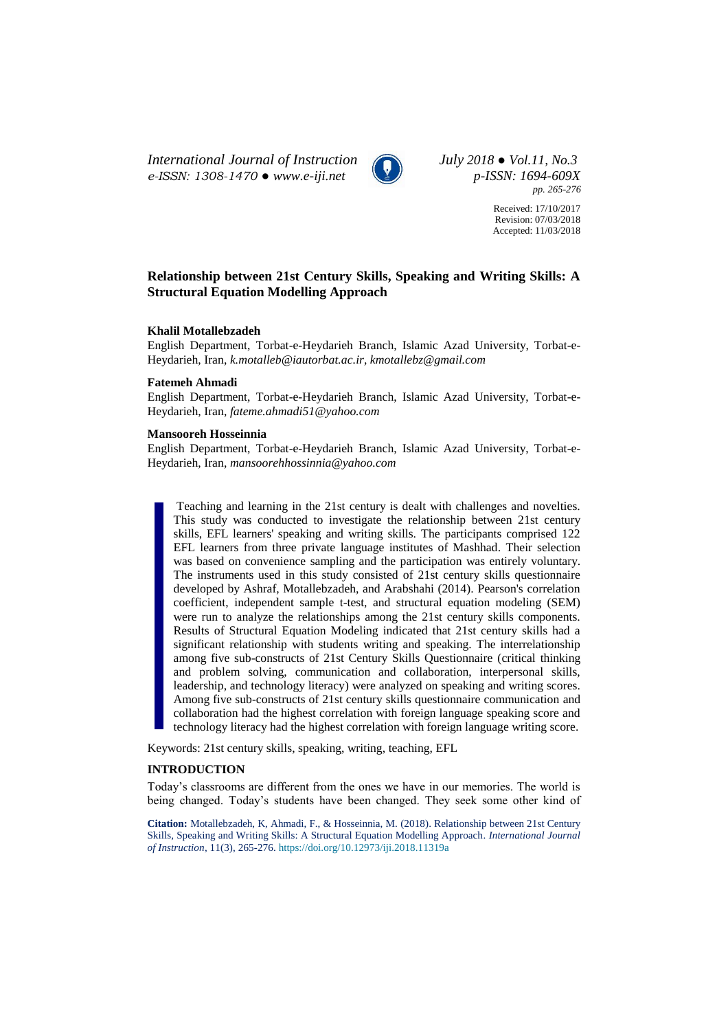# Relationship between 21st Century Skills, Speaking and Writing Skills: A Structural Equation Modelling Approach

**Khalil Motallebzadeh**
English Department, Torbat-e-Heydarieh Branch, Islamic Azad University, Torbat-e-Heydarieh, Iran, *k.motalleb@iautorbat.ac.ir*, *kmotallebz@gmail.com*

**Fatemeh Ahmadi**
English Department, Torbat-e-Heydarieh Branch, Islamic Azad University, Torbat-e-Heydarieh, Iran, *fateme.ahmadi51@yahoo.com*

**Mansooreh Hosseinnia**
English Department, Torbat-e-Heydarieh Branch, Islamic Azad University, Torbat-e-Heydarieh, Iran, *mansoorehhossinnia@yahoo.com*

Received: 17/10/2017
Revision: 07/03/2018
Accepted: 11/03/2018

Teaching and learning in the 21st century is dealt with challenges and novelties. This study was conducted to investigate the relationship between 21st century skills, EFL learners' speaking and writing skills. The participants comprised 122 EFL learners from three private language institutes of Mashhad. Their selection was based on convenience sampling and the participation was entirely voluntary. The instruments used in this study consisted of 21st century skills questionnaire developed by Ashraf, Motallebzadeh, and Arabshahi (2014). Pearson's correlation coefficient, independent sample t-test, and structural equation modeling (SEM) were run to analyze the relationships among the 21st century skills components. Results of Structural Equation Modeling indicated that 21st century skills had a significant relationship with students writing and speaking. The interrelationship among five sub-constructs of 21st Century Skills Questionnaire (critical thinking and problem solving, communication and collaboration, interpersonal skills, leadership, and technology literacy) were analyzed on speaking and writing scores. Among five sub-constructs of 21st century skills questionnaire communication and collaboration had the highest correlation with foreign language speaking score and technology literacy had the highest correlation with foreign language writing score.

Keywords: 21st century skills, speaking, writing, teaching, EFL

## INTRODUCTION

Today's classrooms are different from the ones we have in our memories. The world is being changed. Today's students have been changed. They seek some other kind of

**Citation:** Motallebzadeh, K, Ahmadi, F., & Hosseinnia, M. (2018). Relationship between 21st Century Skills, Speaking and Writing Skills: A Structural Equation Modelling Approach. *International Journal of Instruction*, 11(3), 265-276. https://doi.org/10.12973/iji.2018.11319a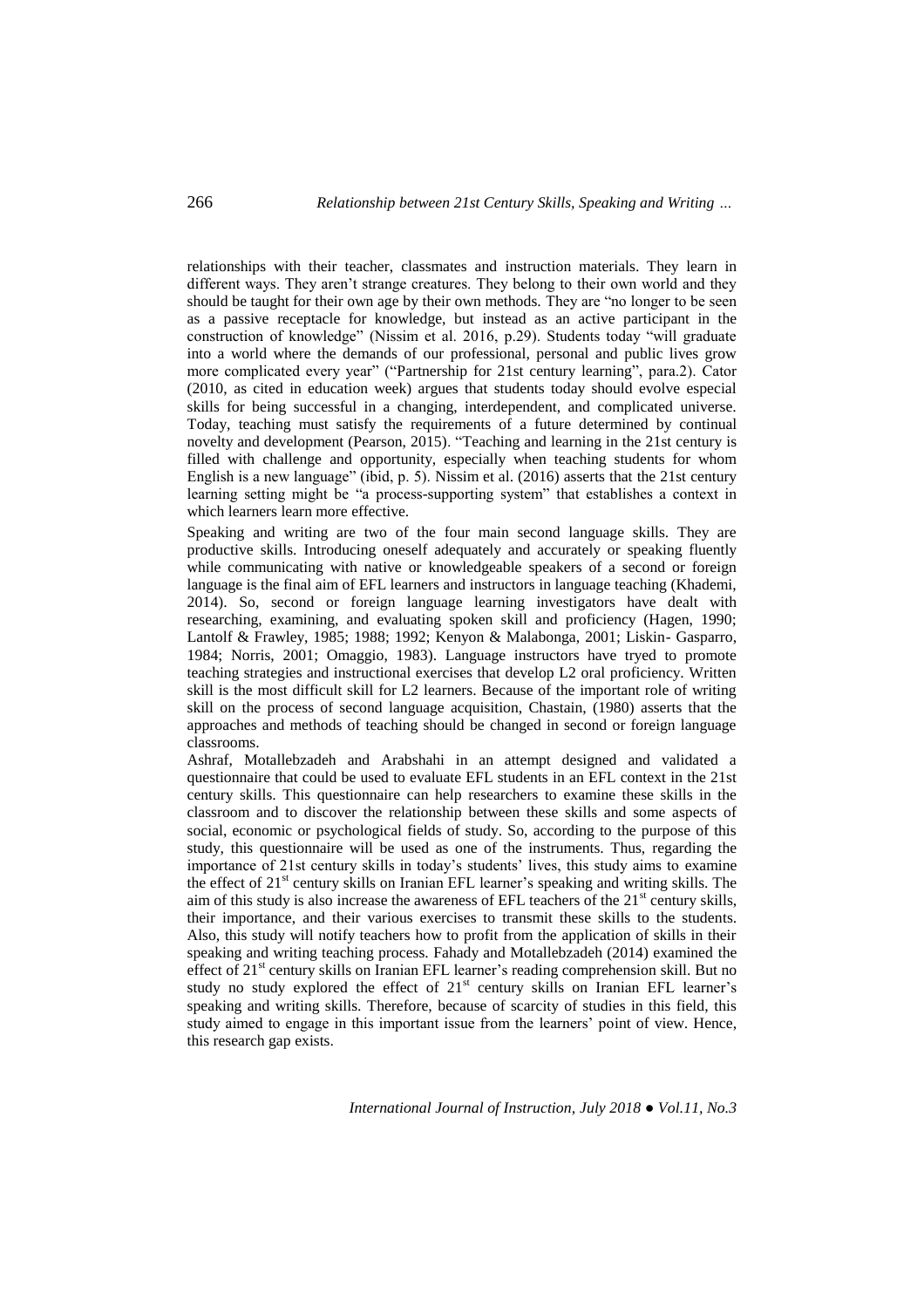relationships with their teacher, classmates and instruction materials. They learn in different ways. They aren't strange creatures. They belong to their own world and they should be taught for their own age by their own methods. They are "no longer to be seen as a passive receptacle for knowledge, but instead as an active participant in the construction of knowledge" (Nissim et al. 2016, p.29). Students today "will graduate into a world where the demands of our professional, personal and public lives grow more complicated every year" ("Partnership for 21st century learning", para.2). Cator (2010, as cited in education week) argues that students today should evolve especial skills for being successful in a changing, interdependent, and complicated universe. Today, teaching must satisfy the requirements of a future determined by continual novelty and development (Pearson, 2015). "Teaching and learning in the 21st century is filled with challenge and opportunity, especially when teaching students for whom English is a new language" (ibid, p. 5). Nissim et al. (2016) asserts that the 21st century learning setting might be "a process-supporting system" that establishes a context in which learners learn more effective.

Speaking and writing are two of the four main second language skills. They are productive skills. Introducing oneself adequately and accurately or speaking fluently while communicating with native or knowledgeable speakers of a second or foreign language is the final aim of EFL learners and instructors in language teaching (Khademi, 2014). So, second or foreign language learning investigators have dealt with researching, examining, and evaluating spoken skill and proficiency (Hagen, 1990; Lantolf & Frawley, 1985; 1988; 1992; Kenyon & Malabonga, 2001; Liskin- Gasparro, 1984; Norris, 2001; Omaggio, 1983). Language instructors have tryed to promote teaching strategies and instructional exercises that develop L2 oral proficiency. Written skill is the most difficult skill for L2 learners. Because of the important role of writing skill on the process of second language acquisition, Chastain, (1980) asserts that the approaches and methods of teaching should be changed in second or foreign language classrooms.

Ashraf, Motallebzadeh and Arabshahi in an attempt designed and validated a questionnaire that could be used to evaluate EFL students in an EFL context in the 21st century skills. This questionnaire can help researchers to examine these skills in the classroom and to discover the relationship between these skills and some aspects of social, economic or psychological fields of study. So, according to the purpose of this study, this questionnaire will be used as one of the instruments. Thus, regarding the importance of 21st century skills in today's students' lives, this study aims to examine the effect of 21st century skills on Iranian EFL learner's speaking and writing skills. The aim of this study is also increase the awareness of EFL teachers of the 21st century skills, their importance, and their various exercises to transmit these skills to the students. Also, this study will notify teachers how to profit from the application of skills in their speaking and writing teaching process. Fahady and Motallebzadeh (2014) examined the effect of 21st century skills on Iranian EFL learner's reading comprehension skill. But no study no study explored the effect of 21st century skills on Iranian EFL learner's speaking and writing skills. Therefore, because of scarcity of studies in this field, this study aimed to engage in this important issue from the learners' point of view. Hence, this research gap exists.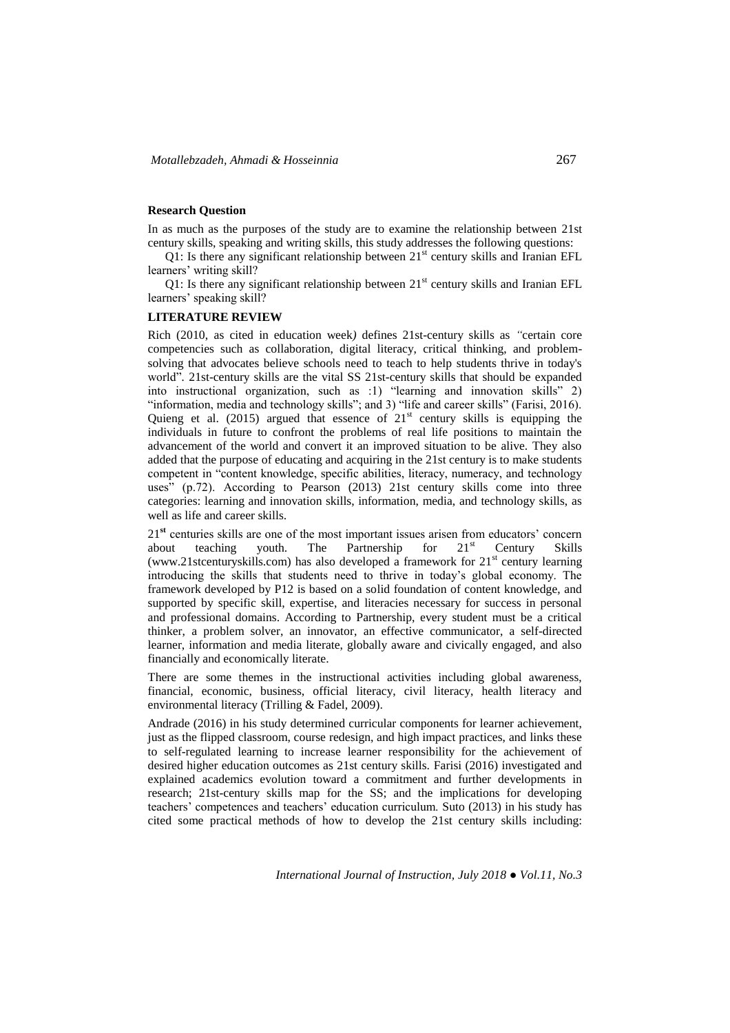**Research Question**

In as much as the purposes of the study are to examine the relationship between 21st century skills, speaking and writing skills, this study addresses the following questions:

Q1: Is there any significant relationship between 21st century skills and Iranian EFL learners' writing skill?

Q1: Is there any significant relationship between 21st century skills and Iranian EFL learners' speaking skill?

## LITERATURE REVIEW

Rich (2010, as cited in education week*)* defines 21st-century skills as *"*certain core competencies such as collaboration, digital literacy, critical thinking, and problem-solving that advocates believe schools need to teach to help students thrive in today's world". 21st-century skills are the vital SS 21st-century skills that should be expanded into instructional organization, such as :1) "learning and innovation skills" 2) "information, media and technology skills"; and 3) "life and career skills" (Farisi, 2016). Quieng et al. (2015) argued that essence of 21st century skills is equipping the individuals in future to confront the problems of real life positions to maintain the advancement of the world and convert it an improved situation to be alive. They also added that the purpose of educating and acquiring in the 21st century is to make students competent in "content knowledge, specific abilities, literacy, numeracy, and technology uses" (p.72). According to Pearson (2013) 21st century skills come into three categories: learning and innovation skills, information, media, and technology skills, as well as life and career skills.

21**st** centuries skills are one of the most important issues arisen from educators' concern about teaching youth. The Partnership for 21st Century Skills (www.21stcenturyskills.com) has also developed a framework for 21st century learning introducing the skills that students need to thrive in today's global economy. The framework developed by P12 is based on a solid foundation of content knowledge, and supported by specific skill, expertise, and literacies necessary for success in personal and professional domains. According to Partnership, every student must be a critical thinker, a problem solver, an innovator, an effective communicator, a self-directed learner, information and media literate, globally aware and civically engaged, and also financially and economically literate.

There are some themes in the instructional activities including global awareness, financial, economic, business, official literacy, civil literacy, health literacy and environmental literacy (Trilling & Fadel, 2009).

Andrade (2016) in his study determined curricular components for learner achievement, just as the flipped classroom, course redesign, and high impact practices, and links these to self-regulated learning to increase learner responsibility for the achievement of desired higher education outcomes as 21st century skills. Farisi (2016) investigated and explained academics evolution toward a commitment and further developments in research; 21st-century skills map for the SS; and the implications for developing teachers' competences and teachers' education curriculum. Suto (2013) in his study has cited some practical methods of how to develop the 21st century skills including: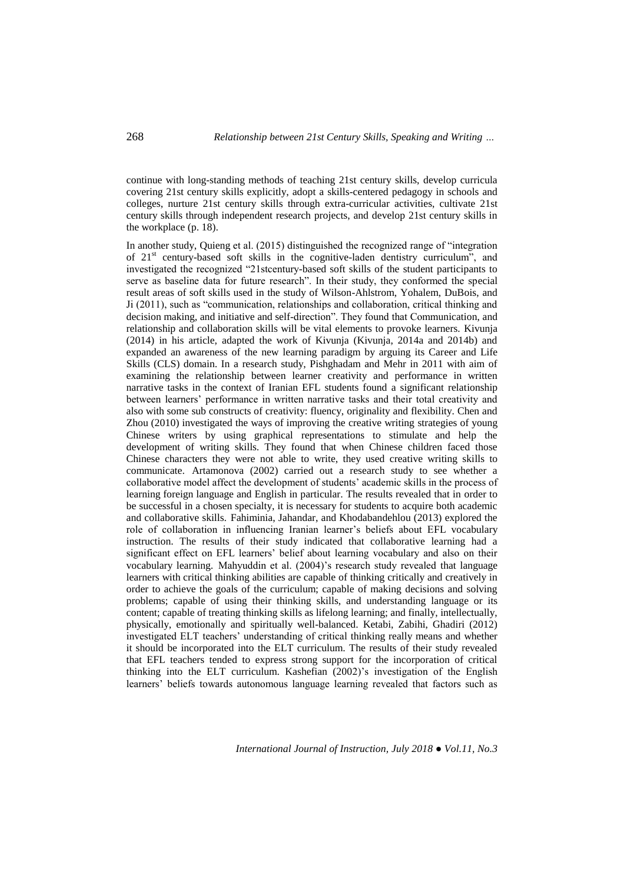continue with long-standing methods of teaching 21st century skills, develop curricula covering 21st century skills explicitly, adopt a skills-centered pedagogy in schools and colleges, nurture 21st century skills through extra-curricular activities, cultivate 21st century skills through independent research projects, and develop 21st century skills in the workplace (p. 18).

In another study, Quieng et al. (2015) distinguished the recognized range of "integration of 21st century-based soft skills in the cognitive-laden dentistry curriculum", and investigated the recognized "21stcentury-based soft skills of the student participants to serve as baseline data for future research". In their study, they conformed the special result areas of soft skills used in the study of Wilson-Ahlstrom, Yohalem, DuBois, and Ji (2011), such as "communication, relationships and collaboration, critical thinking and decision making, and initiative and self-direction". They found that Communication, and relationship and collaboration skills will be vital elements to provoke learners. Kivunja (2014) in his article, adapted the work of Kivunja (Kivunja, 2014a and 2014b) and expanded an awareness of the new learning paradigm by arguing its Career and Life Skills (CLS) domain. In a research study, Pishghadam and Mehr in 2011 with aim of examining the relationship between learner creativity and performance in written narrative tasks in the context of Iranian EFL students found a significant relationship between learners' performance in written narrative tasks and their total creativity and also with some sub constructs of creativity: fluency, originality and flexibility. Chen and Zhou (2010) investigated the ways of improving the creative writing strategies of young Chinese writers by using graphical representations to stimulate and help the development of writing skills. They found that when Chinese children faced those Chinese characters they were not able to write, they used creative writing skills to communicate. Artamonova (2002) carried out a research study to see whether a collaborative model affect the development of students' academic skills in the process of learning foreign language and English in particular. The results revealed that in order to be successful in a chosen specialty, it is necessary for students to acquire both academic and collaborative skills. Fahiminia, Jahandar, and Khodabandehlou (2013) explored the role of collaboration in influencing Iranian learner's beliefs about EFL vocabulary instruction. The results of their study indicated that collaborative learning had a significant effect on EFL learners' belief about learning vocabulary and also on their vocabulary learning. Mahyuddin et al. (2004)'s research study revealed that language learners with critical thinking abilities are capable of thinking critically and creatively in order to achieve the goals of the curriculum; capable of making decisions and solving problems; capable of using their thinking skills, and understanding language or its content; capable of treating thinking skills as lifelong learning; and finally, intellectually, physically, emotionally and spiritually well-balanced. Ketabi, Zabihi, Ghadiri (2012) investigated ELT teachers' understanding of critical thinking really means and whether it should be incorporated into the ELT curriculum. The results of their study revealed that EFL teachers tended to express strong support for the incorporation of critical thinking into the ELT curriculum. Kashefian (2002)'s investigation of the English learners' beliefs towards autonomous language learning revealed that factors such as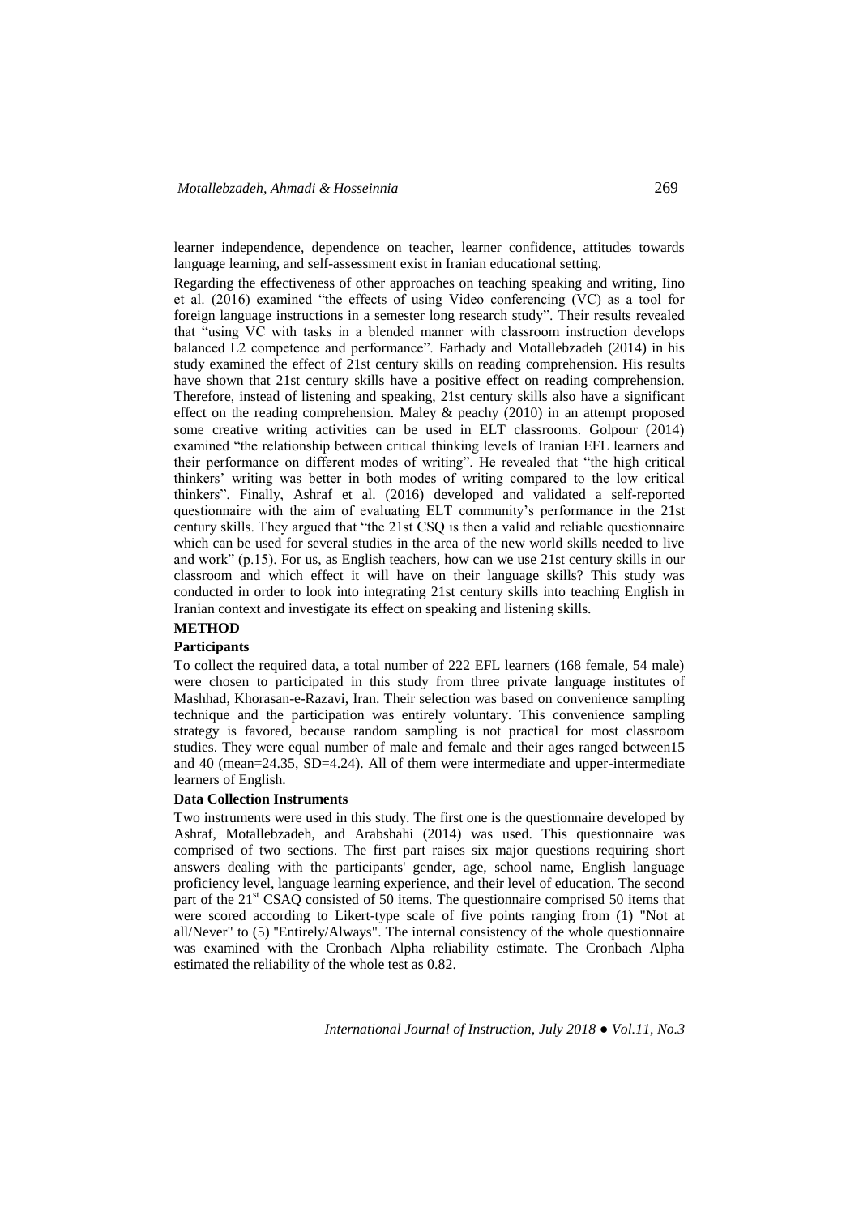learner independence, dependence on teacher, learner confidence, attitudes towards language learning, and self-assessment exist in Iranian educational setting.

Regarding the effectiveness of other approaches on teaching speaking and writing, Iino et al. (2016) examined "the effects of using Video conferencing (VC) as a tool for foreign language instructions in a semester long research study". Their results revealed that "using VC with tasks in a blended manner with classroom instruction develops balanced L2 competence and performance". Farhady and Motallebzadeh (2014) in his study examined the effect of 21st century skills on reading comprehension. His results have shown that 21st century skills have a positive effect on reading comprehension. Therefore, instead of listening and speaking, 21st century skills also have a significant effect on the reading comprehension. Maley & peachy (2010) in an attempt proposed some creative writing activities can be used in ELT classrooms. Golpour (2014) examined "the relationship between critical thinking levels of Iranian EFL learners and their performance on different modes of writing". He revealed that "the high critical thinkers' writing was better in both modes of writing compared to the low critical thinkers". Finally, Ashraf et al. (2016) developed and validated a self-reported questionnaire with the aim of evaluating ELT community's performance in the 21st century skills. They argued that "the 21st CSQ is then a valid and reliable questionnaire which can be used for several studies in the area of the new world skills needed to live and work" (p.15). For us, as English teachers, how can we use 21st century skills in our classroom and which effect it will have on their language skills? This study was conducted in order to look into integrating 21st century skills into teaching English in Iranian context and investigate its effect on speaking and listening skills.

## METHOD

### Participants

To collect the required data, a total number of 222 EFL learners (168 female, 54 male) were chosen to participated in this study from three private language institutes of Mashhad, Khorasan-e-Razavi, Iran. Their selection was based on convenience sampling technique and the participation was entirely voluntary. This convenience sampling strategy is favored, because random sampling is not practical for most classroom studies. They were equal number of male and female and their ages ranged between15 and 40 (mean=24.35, SD=4.24). All of them were intermediate and upper-intermediate learners of English.

### Data Collection Instruments

Two instruments were used in this study. The first one is the questionnaire developed by Ashraf, Motallebzadeh, and Arabshahi (2014) was used. This questionnaire was comprised of two sections. The first part raises six major questions requiring short answers dealing with the participants' gender, age, school name, English language proficiency level, language learning experience, and their level of education. The second part of the 21st CSAQ consisted of 50 items. The questionnaire comprised 50 items that were scored according to Likert-type scale of five points ranging from (1) "Not at all/Never" to (5) "Entirely/Always". The internal consistency of the whole questionnaire was examined with the Cronbach Alpha reliability estimate. The Cronbach Alpha estimated the reliability of the whole test as 0.82.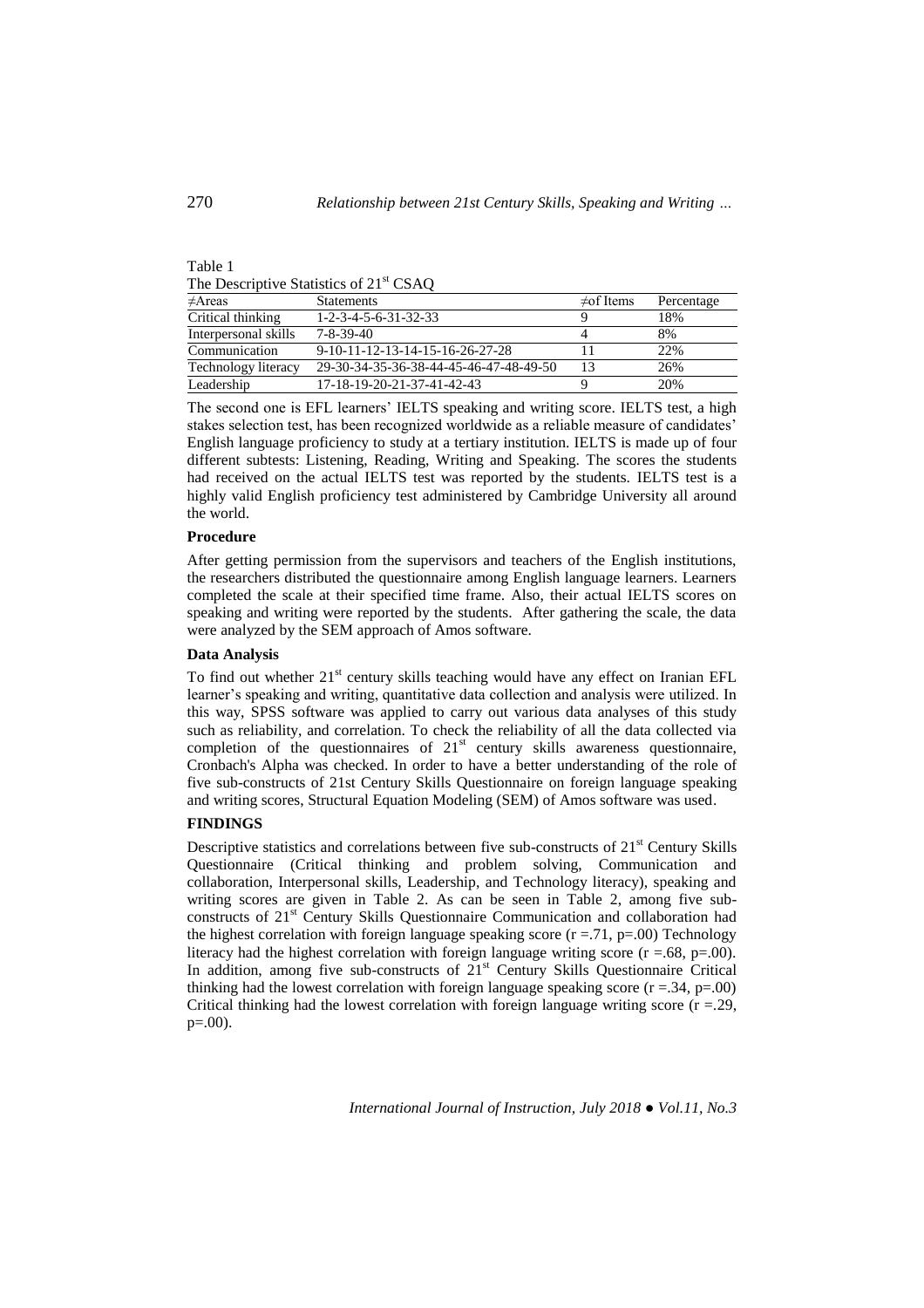Table 1
The Descriptive Statistics of 21st CSAQ

| ≠Areas | Statements | ≠of Items | Percentage |
|---|---|---|---|
| Critical thinking | 1-2-3-4-5-6-31-32-33 | 9 | 18% |
| Interpersonal skills | 7-8-39-40 | 4 | 8% |
| Communication | 9-10-11-12-13-14-15-16-26-27-28 | 11 | 22% |
| Technology literacy | 29-30-34-35-36-38-44-45-46-47-48-49-50 | 13 | 26% |
| Leadership | 17-18-19-20-21-37-41-42-43 | 9 | 20% |

The second one is EFL learners' IELTS speaking and writing score. IELTS test, a high stakes selection test, has been recognized worldwide as a reliable measure of candidates' English language proficiency to study at a tertiary institution. IELTS is made up of four different subtests: Listening, Reading, Writing and Speaking. The scores the students had received on the actual IELTS test was reported by the students. IELTS test is a highly valid English proficiency test administered by Cambridge University all around the world.

**Procedure**

After getting permission from the supervisors and teachers of the English institutions, the researchers distributed the questionnaire among English language learners. Learners completed the scale at their specified time frame. Also, their actual IELTS scores on speaking and writing were reported by the students. After gathering the scale, the data were analyzed by the SEM approach of Amos software.

**Data Analysis**

To find out whether 21st century skills teaching would have any effect on Iranian EFL learner's speaking and writing, quantitative data collection and analysis were utilized. In this way, SPSS software was applied to carry out various data analyses of this study such as reliability, and correlation. To check the reliability of all the data collected via completion of the questionnaires of 21st century skills awareness questionnaire, Cronbach's Alpha was checked. In order to have a better understanding of the role of five sub-constructs of 21st Century Skills Questionnaire on foreign language speaking and writing scores, Structural Equation Modeling (SEM) of Amos software was used.

## FINDINGS

Descriptive statistics and correlations between five sub-constructs of 21st Century Skills Questionnaire (Critical thinking and problem solving, Communication and collaboration, Interpersonal skills, Leadership, and Technology literacy), speaking and writing scores are given in Table 2. As can be seen in Table 2, among five sub-constructs of 21st Century Skills Questionnaire Communication and collaboration had the highest correlation with foreign language speaking score ($r = .71$, $p = .00$) Technology literacy had the highest correlation with foreign language writing score ($r = .68$, $p = .00$). In addition, among five sub-constructs of 21st Century Skills Questionnaire Critical thinking had the lowest correlation with foreign language speaking score ($r = .34$, $p = .00$) Critical thinking had the lowest correlation with foreign language writing score ($r = .29$, $p = .00$).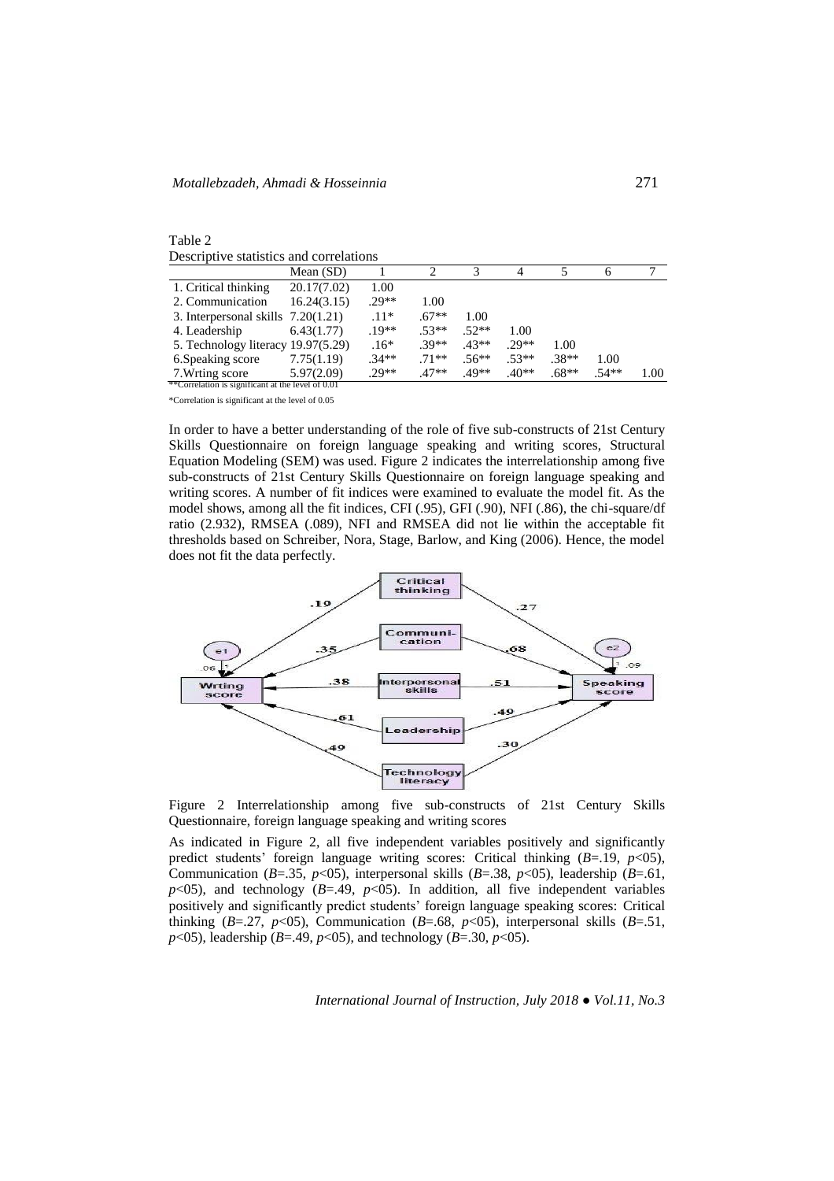Table 2

Descriptive statistics and correlations

| | Mean (SD) | 1 | 2 | 3 | 4 | 5 | 6 | 7 |
|---|---|---|---|---|---|---|---|---|
| 1. Critical thinking | 20.17(7.02) | 1.00 | | | | | | |
| 2. Communication | 16.24(3.15) | .29** | 1.00 | | | | | |
| 3. Interpersonal skills | 7.20(1.21) | .11* | .67** | 1.00 | | | | |
| 4. Leadership | 6.43(1.77) | .19** | .53** | .52** | 1.00 | | | |
| 5. Technology literacy | 19.97(5.29) | .16* | .39** | .43** | .29** | 1.00 | | |
| 6.Speaking score | 7.75(1.19) | .34** | .71** | .56** | .53** | .38** | 1.00 | |
| 7.Wrting score | 5.97(2.09) | .29** | .47** | .49** | .40** | .68** | .54** | 1.00 |

**Correlation is significant at the level of 0.01

*Correlation is significant at the level of 0.05

In order to have a better understanding of the role of five sub-constructs of 21st Century Skills Questionnaire on foreign language speaking and writing scores, Structural Equation Modeling (SEM) was used. Figure 2 indicates the interrelationship among five sub-constructs of 21st Century Skills Questionnaire on foreign language speaking and writing scores. A number of fit indices were examined to evaluate the model fit. As the model shows, among all the fit indices, CFI (.95), GFI (.90), NFI (.86), the chi-square/df ratio (2.932), RMSEA (.089), NFI and RMSEA did not lie within the acceptable fit thresholds based on Schreiber, Nora, Stage, Barlow, and King (2006). Hence, the model does not fit the data perfectly.

Figure 2 Interrelationship among five sub-constructs of 21st Century Skills Questionnaire, foreign language speaking and writing scores

As indicated in Figure 2, all five independent variables positively and significantly predict students' foreign language writing scores: Critical thinking ($B$=.19, $p$<05), Communication ($B$=.35, $p$<05), interpersonal skills ($B$=.38, $p$<05), leadership ($B$=.61, $p$<05), and technology ($B$=.49, $p$<05). In addition, all five independent variables positively and significantly predict students' foreign language speaking scores: Critical thinking ($B$=.27, $p$<05), Communication ($B$=.68, $p$<05), interpersonal skills ($B$=.51, $p$<05), leadership ($B$=.49, $p$<05), and technology ($B$=.30, $p$<05).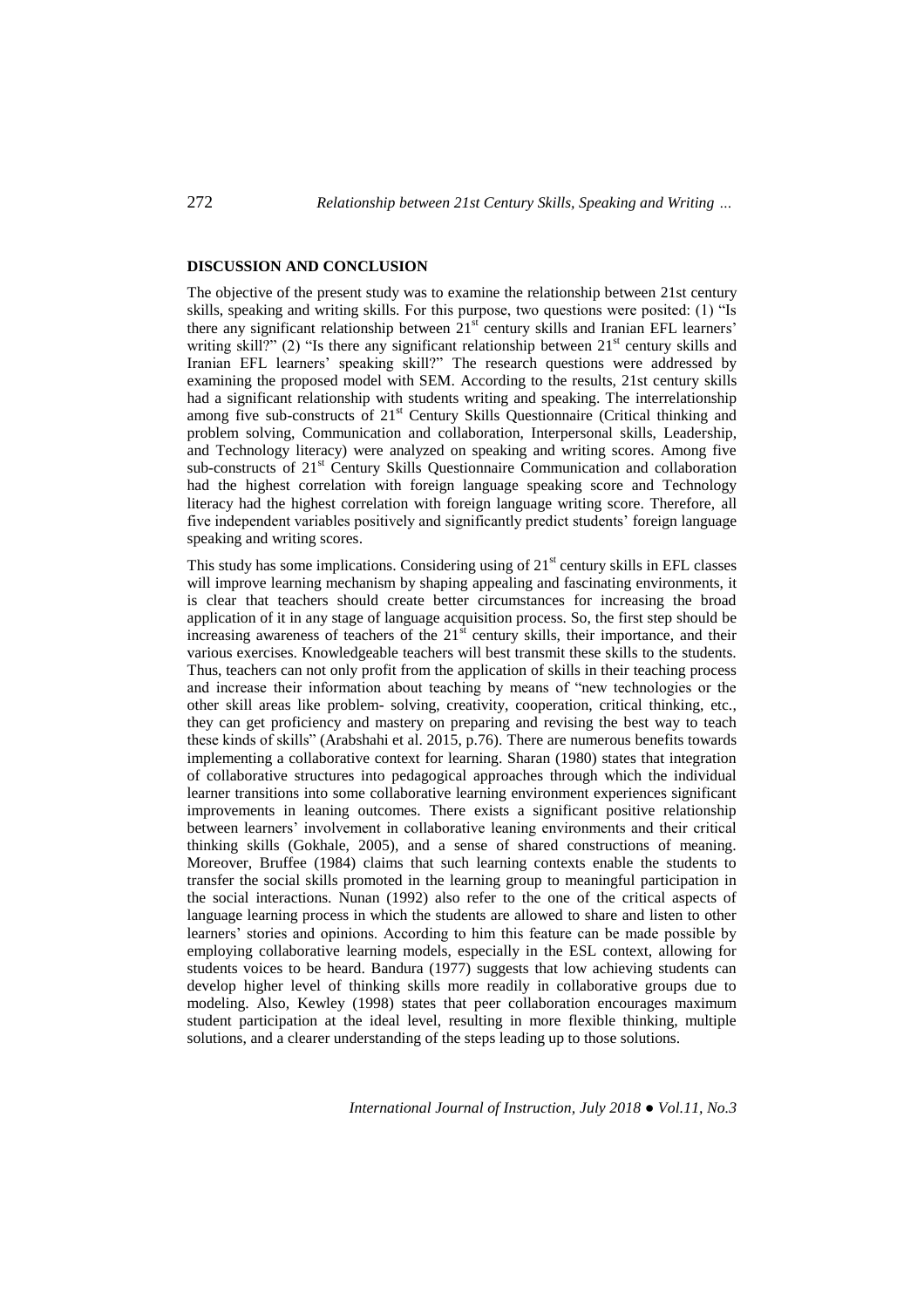## DISCUSSION AND CONCLUSION

The objective of the present study was to examine the relationship between 21st century skills, speaking and writing skills. For this purpose, two questions were posited: (1) "Is there any significant relationship between 21st century skills and Iranian EFL learners' writing skill?" (2) "Is there any significant relationship between 21st century skills and Iranian EFL learners' speaking skill?" The research questions were addressed by examining the proposed model with SEM. According to the results, 21st century skills had a significant relationship with students writing and speaking. The interrelationship among five sub-constructs of 21st Century Skills Questionnaire (Critical thinking and problem solving, Communication and collaboration, Interpersonal skills, Leadership, and Technology literacy) were analyzed on speaking and writing scores. Among five sub-constructs of 21st Century Skills Questionnaire Communication and collaboration had the highest correlation with foreign language speaking score and Technology literacy had the highest correlation with foreign language writing score. Therefore, all five independent variables positively and significantly predict students' foreign language speaking and writing scores.

This study has some implications. Considering using of 21st century skills in EFL classes will improve learning mechanism by shaping appealing and fascinating environments, it is clear that teachers should create better circumstances for increasing the broad application of it in any stage of language acquisition process. So, the first step should be increasing awareness of teachers of the 21st century skills, their importance, and their various exercises. Knowledgeable teachers will best transmit these skills to the students. Thus, teachers can not only profit from the application of skills in their teaching process and increase their information about teaching by means of "new technologies or the other skill areas like problem- solving, creativity, cooperation, critical thinking, etc., they can get proficiency and mastery on preparing and revising the best way to teach these kinds of skills" (Arabshahi et al. 2015, p.76). There are numerous benefits towards implementing a collaborative context for learning. Sharan (1980) states that integration of collaborative structures into pedagogical approaches through which the individual learner transitions into some collaborative learning environment experiences significant improvements in leaning outcomes. There exists a significant positive relationship between learners' involvement in collaborative leaning environments and their critical thinking skills (Gokhale, 2005), and a sense of shared constructions of meaning. Moreover, Bruffee (1984) claims that such learning contexts enable the students to transfer the social skills promoted in the learning group to meaningful participation in the social interactions. Nunan (1992) also refer to the one of the critical aspects of language learning process in which the students are allowed to share and listen to other learners' stories and opinions. According to him this feature can be made possible by employing collaborative learning models, especially in the ESL context, allowing for students voices to be heard. Bandura (1977) suggests that low achieving students can develop higher level of thinking skills more readily in collaborative groups due to modeling. Also, Kewley (1998) states that peer collaboration encourages maximum student participation at the ideal level, resulting in more flexible thinking, multiple solutions, and a clearer understanding of the steps leading up to those solutions.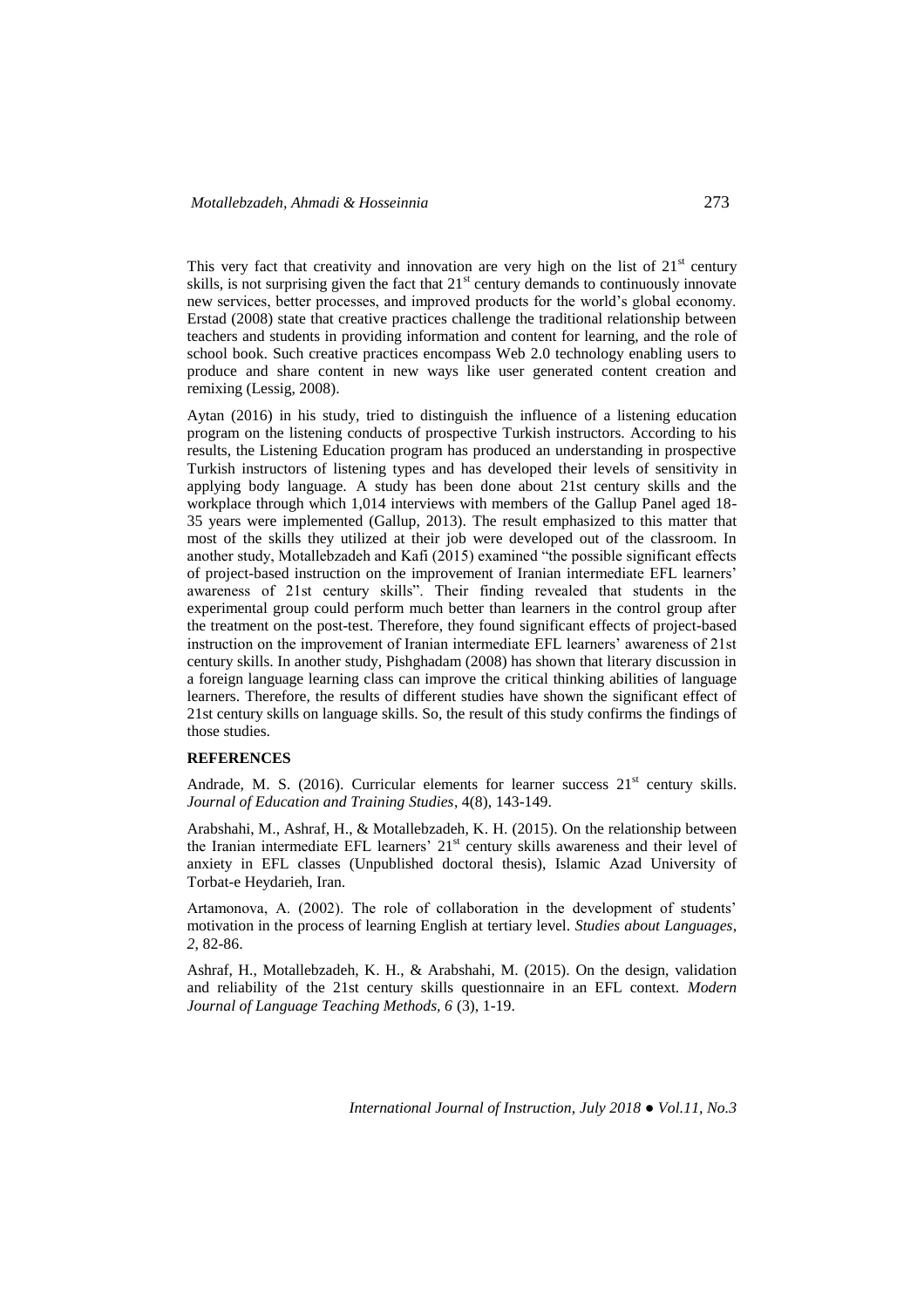This very fact that creativity and innovation are very high on the list of 21st century skills, is not surprising given the fact that 21st century demands to continuously innovate new services, better processes, and improved products for the world's global economy. Erstad (2008) state that creative practices challenge the traditional relationship between teachers and students in providing information and content for learning, and the role of school book. Such creative practices encompass Web 2.0 technology enabling users to produce and share content in new ways like user generated content creation and remixing (Lessig, 2008).

Aytan (2016) in his study, tried to distinguish the influence of a listening education program on the listening conducts of prospective Turkish instructors. According to his results, the Listening Education program has produced an understanding in prospective Turkish instructors of listening types and has developed their levels of sensitivity in applying body language. A study has been done about 21st century skills and the workplace through which 1,014 interviews with members of the Gallup Panel aged 18-35 years were implemented (Gallup, 2013). The result emphasized to this matter that most of the skills they utilized at their job were developed out of the classroom. In another study, Motallebzadeh and Kafi (2015) examined "the possible significant effects of project-based instruction on the improvement of Iranian intermediate EFL learners' awareness of 21st century skills". Their finding revealed that students in the experimental group could perform much better than learners in the control group after the treatment on the post-test. Therefore, they found significant effects of project-based instruction on the improvement of Iranian intermediate EFL learners' awareness of 21st century skills. In another study, Pishghadam (2008) has shown that literary discussion in a foreign language learning class can improve the critical thinking abilities of language learners. Therefore, the results of different studies have shown the significant effect of 21st century skills on language skills. So, the result of this study confirms the findings of those studies.

## REFERENCES

Andrade, M. S. (2016). Curricular elements for learner success 21st century skills. *Journal of Education and Training Studies*, 4(8), 143-149.

Arabshahi, M., Ashraf, H., & Motallebzadeh, K. H. (2015). On the relationship between the Iranian intermediate EFL learners' 21st century skills awareness and their level of anxiety in EFL classes (Unpublished doctoral thesis), Islamic Azad University of Torbat-e Heydarieh, Iran.

Artamonova, A. (2002). The role of collaboration in the development of students' motivation in the process of learning English at tertiary level. *Studies about Languages*, *2*, 82-86.

Ashraf, H., Motallebzadeh, K. H., & Arabshahi, M. (2015). On the design, validation and reliability of the 21st century skills questionnaire in an EFL context. *Modern Journal of Language Teaching Methods, 6* (3), 1-19.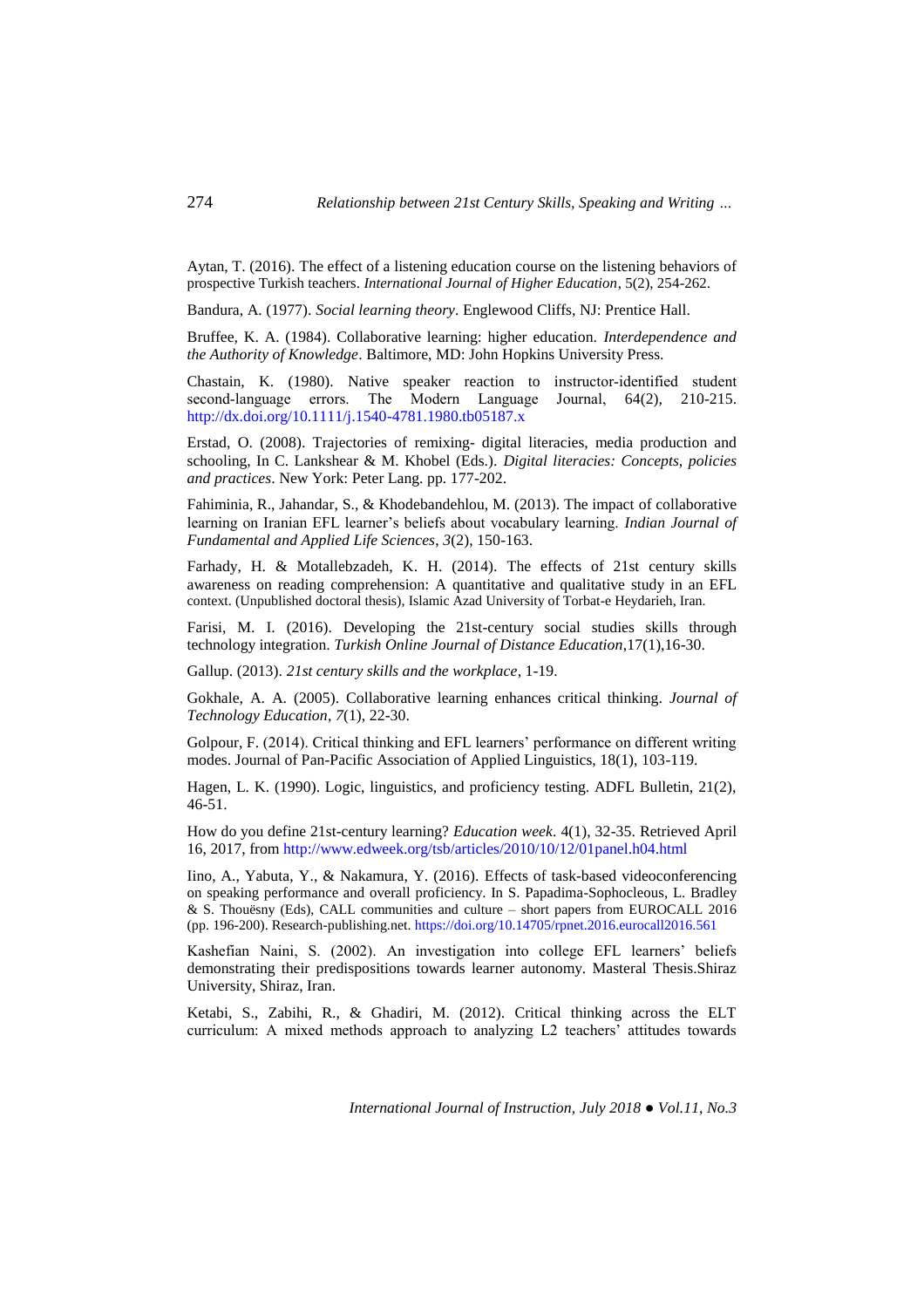Aytan, T. (2016). The effect of a listening education course on the listening behaviors of prospective Turkish teachers. *International Journal of Higher Education*, 5(2), 254-262.

Bandura, A. (1977). *Social learning theory*. Englewood Cliffs, NJ: Prentice Hall.

Bruffee, K. A. (1984). Collaborative learning: higher education. *Interdependence and the Authority of Knowledge*. Baltimore, MD: John Hopkins University Press.

Chastain, K. (1980). Native speaker reaction to instructor-identified student second-language errors. The Modern Language Journal, 64(2), 210-215. http://dx.doi.org/10.1111/j.1540-4781.1980.tb05187.x

Erstad, O. (2008). Trajectories of remixing- digital literacies, media production and schooling, In C. Lankshear & M. Khobel (Eds.). *Digital literacies: Concepts, policies and practices*. New York: Peter Lang. pp. 177-202.

Fahiminia, R., Jahandar, S., & Khodebandehlou, M. (2013). The impact of collaborative learning on Iranian EFL learner's beliefs about vocabulary learning. *Indian Journal of Fundamental and Applied Life Sciences*, *3*(2), 150-163.

Farhady, H. & Motallebzadeh, K. H. (2014). The effects of 21st century skills awareness on reading comprehension: A quantitative and qualitative study in an EFL context. (Unpublished doctoral thesis), Islamic Azad University of Torbat-e Heydarieh, Iran.

Farisi, M. I. (2016). Developing the 21st-century social studies skills through technology integration. *Turkish Online Journal of Distance Education*,17(1),16-30.

Gallup. (2013). *21st century skills and the workplace*, 1-19.

Gokhale, A. A. (2005). Collaborative learning enhances critical thinking. *Journal of Technology Education*, *7*(1), 22-30.

Golpour, F. (2014). Critical thinking and EFL learners' performance on different writing modes. Journal of Pan-Pacific Association of Applied Linguistics, 18(1), 103-119.

Hagen, L. K. (1990). Logic, linguistics, and proficiency testing. ADFL Bulletin, 21(2), 46-51.

How do you define 21st-century learning? *Education week*. 4(1), 32-35. Retrieved April 16, 2017, from http://www.edweek.org/tsb/articles/2010/10/12/01panel.h04.html

Iino, A., Yabuta, Y., & Nakamura, Y. (2016). Effects of task-based videoconferencing on speaking performance and overall proficiency. In S. Papadima-Sophocleous, L. Bradley & S. Thouësny (Eds), CALL communities and culture – short papers from EUROCALL 2016 (pp. 196-200). Research-publishing.net. https://doi.org/10.14705/rpnet.2016.eurocall2016.561

Kashefian Naini, S. (2002). An investigation into college EFL learners' beliefs demonstrating their predispositions towards learner autonomy. Masteral Thesis.Shiraz University, Shiraz, Iran.

Ketabi, S., Zabihi, R., & Ghadiri, M. (2012). Critical thinking across the ELT curriculum: A mixed methods approach to analyzing L2 teachers' attitudes towards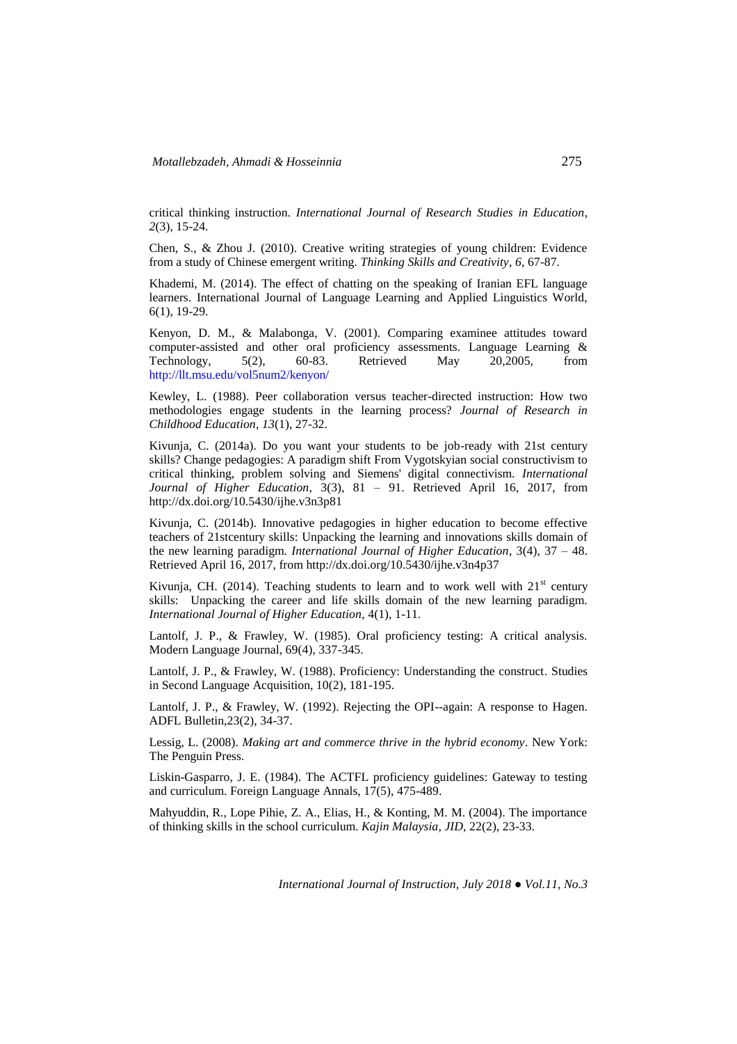critical thinking instruction. *International Journal of Research Studies in Education*, *2*(3), 15-24.

Chen, S., & Zhou J. (2010). Creative writing strategies of young children: Evidence from a study of Chinese emergent writing. *Thinking Skills and Creativity*, *6*, 67-87.

Khademi, M. (2014). The effect of chatting on the speaking of Iranian EFL language learners. International Journal of Language Learning and Applied Linguistics World, 6(1), 19-29.

Kenyon, D. M., & Malabonga, V. (2001). Comparing examinee attitudes toward computer-assisted and other oral proficiency assessments. Language Learning & Technology, 5(2), 60-83. Retrieved May 20,2005, from http://llt.msu.edu/vol5num2/kenyon/

Kewley, L. (1988). Peer collaboration versus teacher-directed instruction: How two methodologies engage students in the learning process? *Journal of Research in Childhood Education*, *13*(1), 27-32.

Kivunja, C. (2014a). Do you want your students to be job-ready with 21st century skills? Change pedagogies: A paradigm shift From Vygotskyian social constructivism to critical thinking, problem solving and Siemens' digital connectivism. *International Journal of Higher Education*, 3(3), 81 – 91. Retrieved April 16, 2017, from http://dx.doi.org/10.5430/ijhe.v3n3p81

Kivunja, C. (2014b). Innovative pedagogies in higher education to become effective teachers of 21stcentury skills: Unpacking the learning and innovations skills domain of the new learning paradigm. *International Journal of Higher Education*, 3(4), 37 – 48. Retrieved April 16, 2017, from http://dx.doi.org/10.5430/ijhe.v3n4p37

Kivunja, CH. (2014). Teaching students to learn and to work well with 21st century skills: Unpacking the career and life skills domain of the new learning paradigm. *International Journal of Higher Education*, 4(1), 1-11.

Lantolf, J. P., & Frawley, W. (1985). Oral proficiency testing: A critical analysis. Modern Language Journal, 69(4), 337-345.

Lantolf, J. P., & Frawley, W. (1988). Proficiency: Understanding the construct. Studies in Second Language Acquisition, 10(2), 181-195.

Lantolf, J. P., & Frawley, W. (1992). Rejecting the OPI--again: A response to Hagen. ADFL Bulletin,23(2), 34-37.

Lessig, L. (2008). *Making art and commerce thrive in the hybrid economy*. New York: The Penguin Press.

Liskin-Gasparro, J. E. (1984). The ACTFL proficiency guidelines: Gateway to testing and curriculum. Foreign Language Annals, 17(5), 475-489.

Mahyuddin, R., Lope Pihie, Z. A., Elias, H., & Konting, M. M. (2004). The importance of thinking skills in the school curriculum. *Kajin Malaysia, JID*, 22(2), 23-33.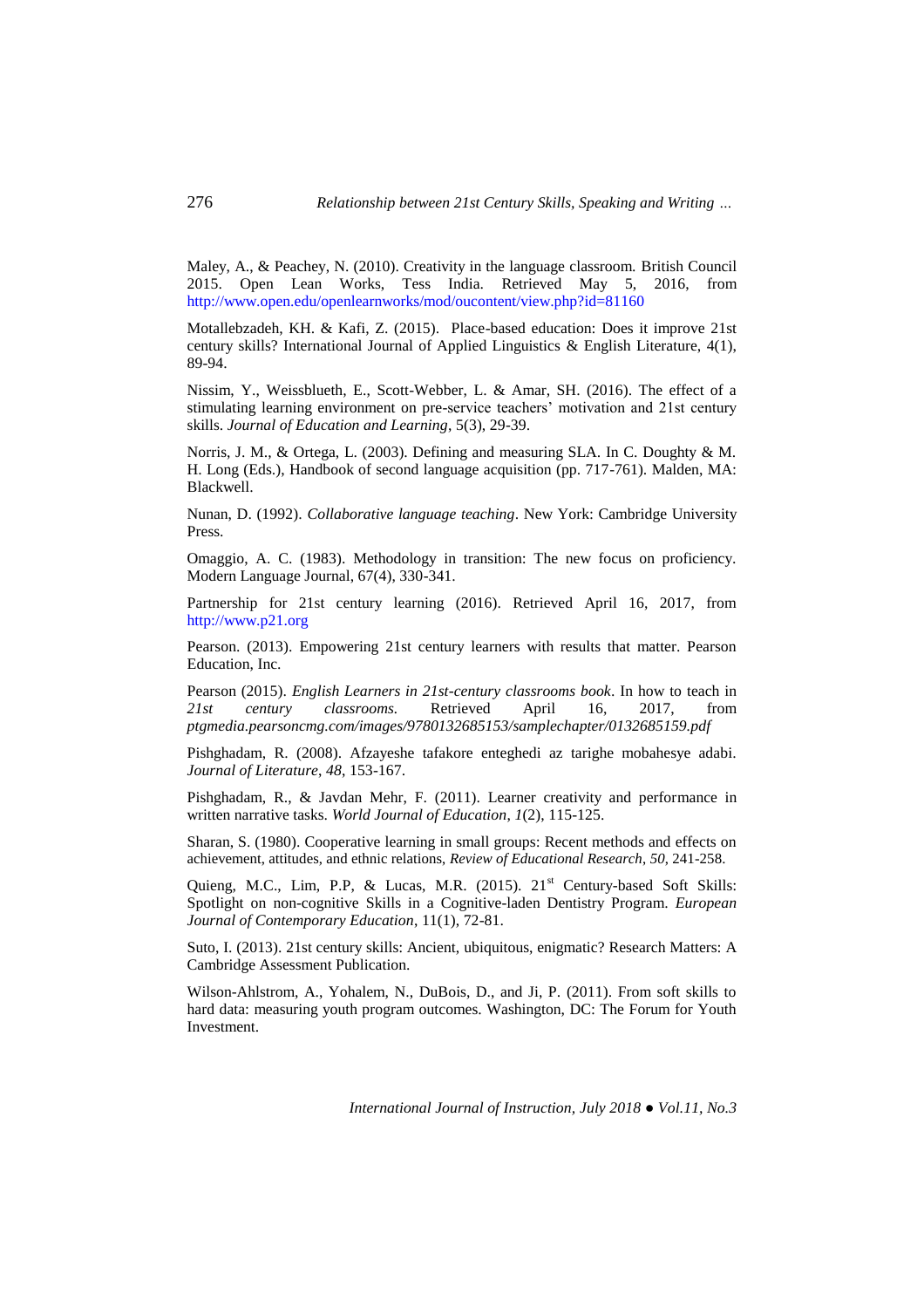Maley, A., & Peachey, N. (2010). Creativity in the language classroom. British Council 2015. Open Lean Works, Tess India. Retrieved May 5, 2016, from http://www.open.edu/openlearnworks/mod/oucontent/view.php?id=81160

Motallebzadeh, KH. & Kafi, Z. (2015). Place-based education: Does it improve 21st century skills? International Journal of Applied Linguistics & English Literature, 4(1), 89-94.

Nissim, Y., Weissblueth, E., Scott-Webber, L. & Amar, SH. (2016). The effect of a stimulating learning environment on pre-service teachers' motivation and 21st century skills. *Journal of Education and Learning*, 5(3), 29-39.

Norris, J. M., & Ortega, L. (2003). Defining and measuring SLA. In C. Doughty & M. H. Long (Eds.), Handbook of second language acquisition (pp. 717-761). Malden, MA: Blackwell.

Nunan, D. (1992). *Collaborative language teaching*. New York: Cambridge University Press.

Omaggio, A. C. (1983). Methodology in transition: The new focus on proficiency. Modern Language Journal, 67(4), 330-341.

Partnership for 21st century learning (2016). Retrieved April 16, 2017, from http://www.p21.org

Pearson. (2013). Empowering 21st century learners with results that matter. Pearson Education, Inc.

Pearson (2015). *English Learners in 21st-century classrooms book*. In how to teach in *21st century classrooms.* Retrieved April 16, 2017, from *ptgmedia.pearsoncmg.com/images/9780132685153/samplechapter/0132685159.pdf*

Pishghadam, R. (2008). Afzayeshe tafakore enteghedi az tarighe mobahesye adabi. *Journal of Literature*, *48*, 153-167.

Pishghadam, R., & Javdan Mehr, F. (2011). Learner creativity and performance in written narrative tasks. *World Journal of Education*, *1*(2), 115-125.

Sharan, S. (1980). Cooperative learning in small groups: Recent methods and effects on achievement, attitudes, and ethnic relations, *Review of Educational Research*, *50*, 241-258.

Quieng, M.C., Lim, P.P, & Lucas, M.R. (2015). 21st Century-based Soft Skills: Spotlight on non-cognitive Skills in a Cognitive-laden Dentistry Program. *European Journal of Contemporary Education*, 11(1), 72-81.

Suto, I. (2013). 21st century skills: Ancient, ubiquitous, enigmatic? Research Matters: A Cambridge Assessment Publication.

Wilson-Ahlstrom, A., Yohalem, N., DuBois, D., and Ji, P. (2011). From soft skills to hard data: measuring youth program outcomes. Washington, DC: The Forum for Youth Investment.